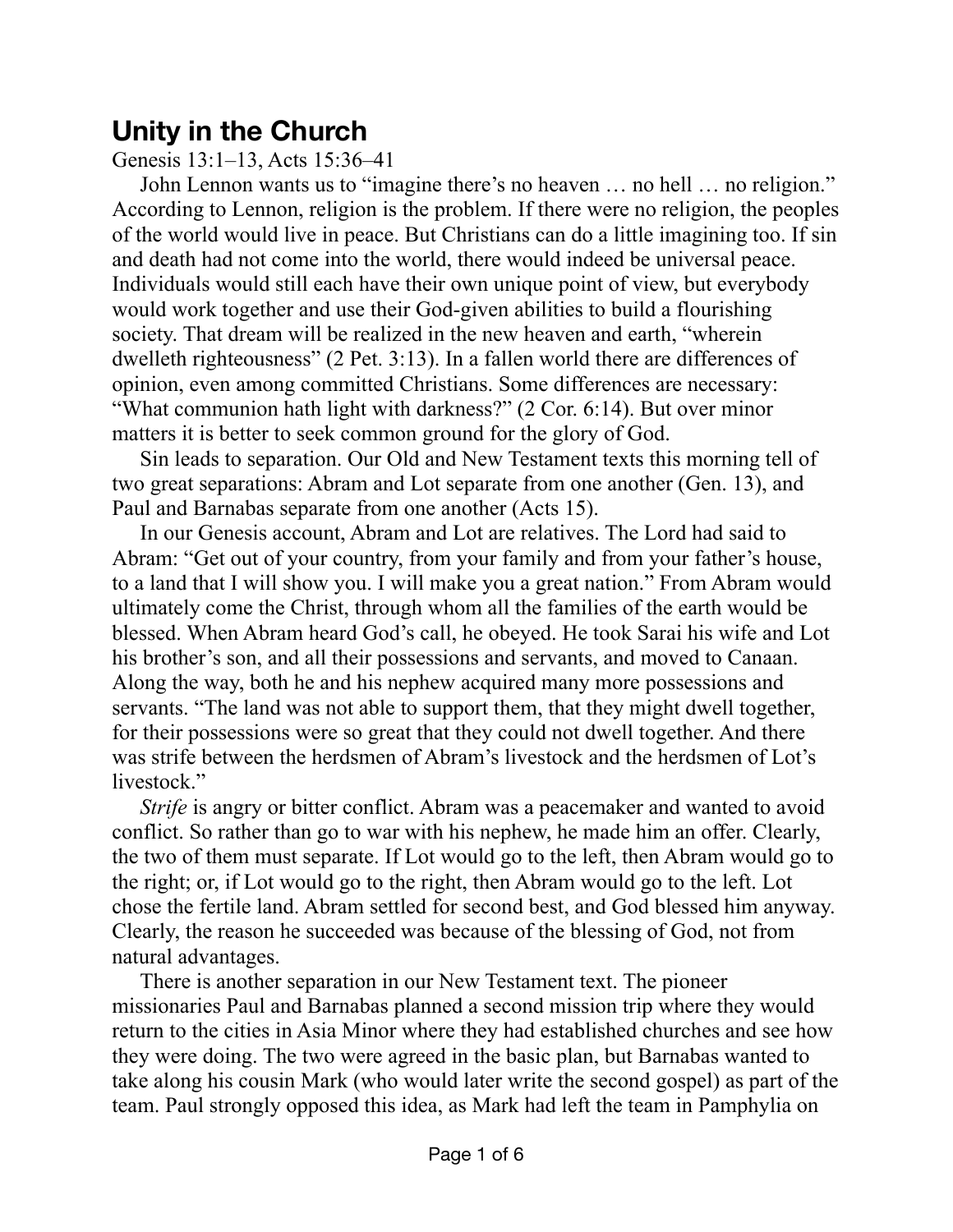# Unity in the Church

Genesis 13:1–13, Acts 15:36–41

John Lennon wants us to "imagine there's no heaven … no hell … no religion." According to Lennon, religion is the problem. If there were no religion, the peoples of the world would live in peace. But Christians can do a little imagining too. If sin and death had not come into the world, there would indeed be universal peace. Individuals would still each have their own unique point of view, but everybody would work together and use their God-given abilities to build a flourishing society. That dream will be realized in the new heaven and earth, "wherein dwelleth righteousness" (2 Pet. 3:13). In a fallen world there are differences of opinion, even among committed Christians. Some differences are necessary: "What communion hath light with darkness?" (2 Cor. 6:14). But over minor matters it is better to seek common ground for the glory of God.

Sin leads to separation. Our Old and New Testament texts this morning tell of two great separations: Abram and Lot separate from one another (Gen. 13), and Paul and Barnabas separate from one another (Acts 15).

In our Genesis account, Abram and Lot are relatives. The Lord had said to Abram: "Get out of your country, from your family and from your father's house, to a land that I will show you. I will make you a great nation." From Abram would ultimately come the Christ, through whom all the families of the earth would be blessed. When Abram heard God's call, he obeyed. He took Sarai his wife and Lot his brother's son, and all their possessions and servants, and moved to Canaan. Along the way, both he and his nephew acquired many more possessions and servants. "The land was not able to support them, that they might dwell together, for their possessions were so great that they could not dwell together. And there was strife between the herdsmen of Abram's livestock and the herdsmen of Lot's livestock."

*Strife* is angry or bitter conflict. Abram was a peacemaker and wanted to avoid conflict. So rather than go to war with his nephew, he made him an offer. Clearly, the two of them must separate. If Lot would go to the left, then Abram would go to the right; or, if Lot would go to the right, then Abram would go to the left. Lot chose the fertile land. Abram settled for second best, and God blessed him anyway. Clearly, the reason he succeeded was because of the blessing of God, not from natural advantages.

There is another separation in our New Testament text. The pioneer missionaries Paul and Barnabas planned a second mission trip where they would return to the cities in Asia Minor where they had established churches and see how they were doing. The two were agreed in the basic plan, but Barnabas wanted to take along his cousin Mark (who would later write the second gospel) as part of the team. Paul strongly opposed this idea, as Mark had left the team in Pamphylia on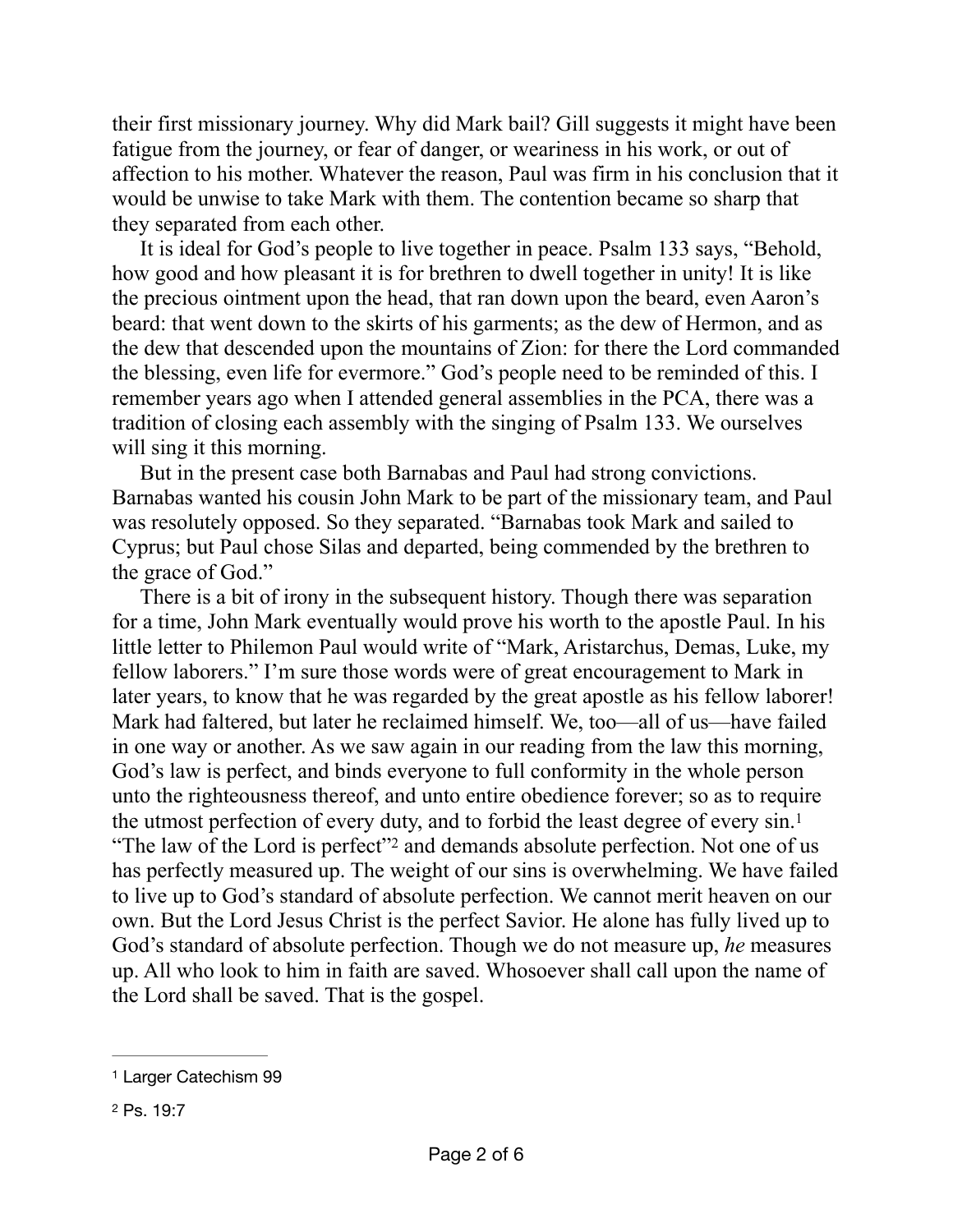their first missionary journey. Why did Mark bail? Gill suggests it might have been fatigue from the journey, or fear of danger, or weariness in his work, or out of affection to his mother. Whatever the reason, Paul was firm in his conclusion that it would be unwise to take Mark with them. The contention became so sharp that they separated from each other.

It is ideal for God's people to live together in peace. Psalm 133 says, "Behold, how good and how pleasant it is for brethren to dwell together in unity! It is like the precious ointment upon the head, that ran down upon the beard, even Aaron's beard: that went down to the skirts of his garments; as the dew of Hermon, and as the dew that descended upon the mountains of Zion: for there the Lord commanded the blessing, even life for evermore." God's people need to be reminded of this. I remember years ago when I attended general assemblies in the PCA, there was a tradition of closing each assembly with the singing of Psalm 133. We ourselves will sing it this morning.

But in the present case both Barnabas and Paul had strong convictions. Barnabas wanted his cousin John Mark to be part of the missionary team, and Paul was resolutely opposed. So they separated. "Barnabas took Mark and sailed to Cyprus; but Paul chose Silas and departed, being commended by the brethren to the grace of God."

There is a bit of irony in the subsequent history. Though there was separation for a time, John Mark eventually would prove his worth to the apostle Paul. In his little letter to Philemon Paul would write of "Mark, Aristarchus, Demas, Luke, my fellow laborers." I'm sure those words were of great encouragement to Mark in later years, to know that he was regarded by the great apostle as his fellow laborer! Mark had faltered, but later he reclaimed himself. We, too—all of us—have failed in one way or another. As we saw again in our reading from the law this morning, God's law is perfect, and binds everyone to full conformity in the whole person unto the righteousness thereof, and unto entire obedience forever; so as to require the utmost perfection of every duty, and to forbid the least degree of every sin.[1] "The law of the Lord is perfect"[2] and demands absolute perfection. Not one of us has perfectly measured up. The weight of our sins is overwhelming. We have failed to live up to God's standard of absolute perfection. We cannot merit heaven on our own. But the Lord Jesus Christ is the perfect Savior. He alone has fully lived up to God's standard of absolute perfection. Though we do not measure up, *he* measures up. All who look to him in faith are saved. Whosoever shall call upon the name of the Lord shall be saved. That is the gospel.

---

[1] Larger Catechism 99

[2] Ps. 19:7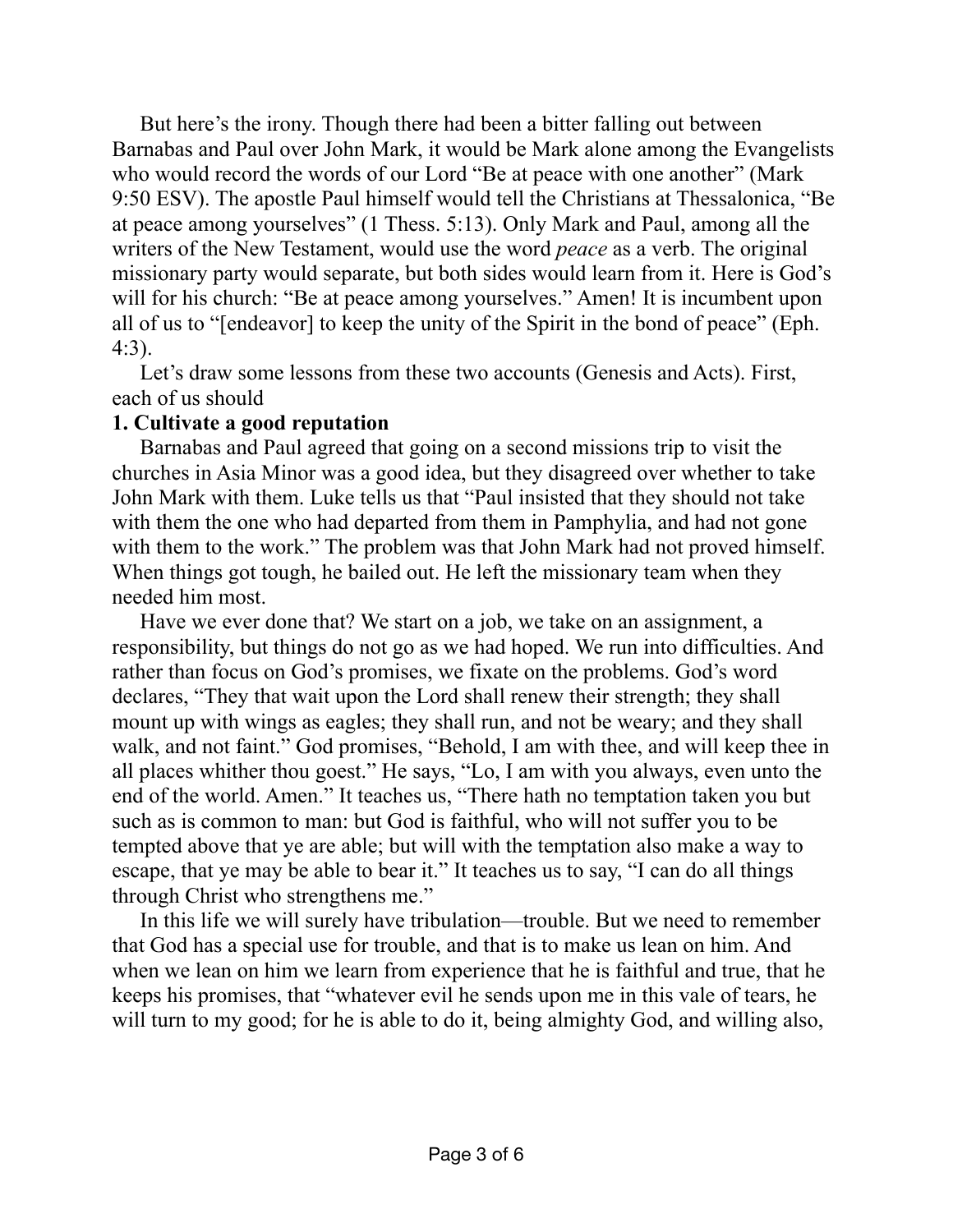But here's the irony. Though there had been a bitter falling out between Barnabas and Paul over John Mark, it would be Mark alone among the Evangelists who would record the words of our Lord "Be at peace with one another" (Mark 9:50 ESV). The apostle Paul himself would tell the Christians at Thessalonica, "Be at peace among yourselves" (1 Thess. 5:13). Only Mark and Paul, among all the writers of the New Testament, would use the word *peace* as a verb. The original missionary party would separate, but both sides would learn from it. Here is God's will for his church: "Be at peace among yourselves." Amen! It is incumbent upon all of us to "[endeavor] to keep the unity of the Spirit in the bond of peace" (Eph. 4:3).

Let's draw some lessons from these two accounts (Genesis and Acts). First, each of us should

**1. Cultivate a good reputation**

Barnabas and Paul agreed that going on a second missions trip to visit the churches in Asia Minor was a good idea, but they disagreed over whether to take John Mark with them. Luke tells us that "Paul insisted that they should not take with them the one who had departed from them in Pamphylia, and had not gone with them to the work." The problem was that John Mark had not proved himself. When things got tough, he bailed out. He left the missionary team when they needed him most.

Have we ever done that? We start on a job, we take on an assignment, a responsibility, but things do not go as we had hoped. We run into difficulties. And rather than focus on God's promises, we fixate on the problems. God's word declares, "They that wait upon the Lord shall renew their strength; they shall mount up with wings as eagles; they shall run, and not be weary; and they shall walk, and not faint." God promises, "Behold, I am with thee, and will keep thee in all places whither thou goest." He says, "Lo, I am with you always, even unto the end of the world. Amen." It teaches us, "There hath no temptation taken you but such as is common to man: but God is faithful, who will not suffer you to be tempted above that ye are able; but will with the temptation also make a way to escape, that ye may be able to bear it." It teaches us to say, "I can do all things through Christ who strengthens me."

In this life we will surely have tribulation—trouble. But we need to remember that God has a special use for trouble, and that is to make us lean on him. And when we lean on him we learn from experience that he is faithful and true, that he keeps his promises, that "whatever evil he sends upon me in this vale of tears, he will turn to my good; for he is able to do it, being almighty God, and willing also,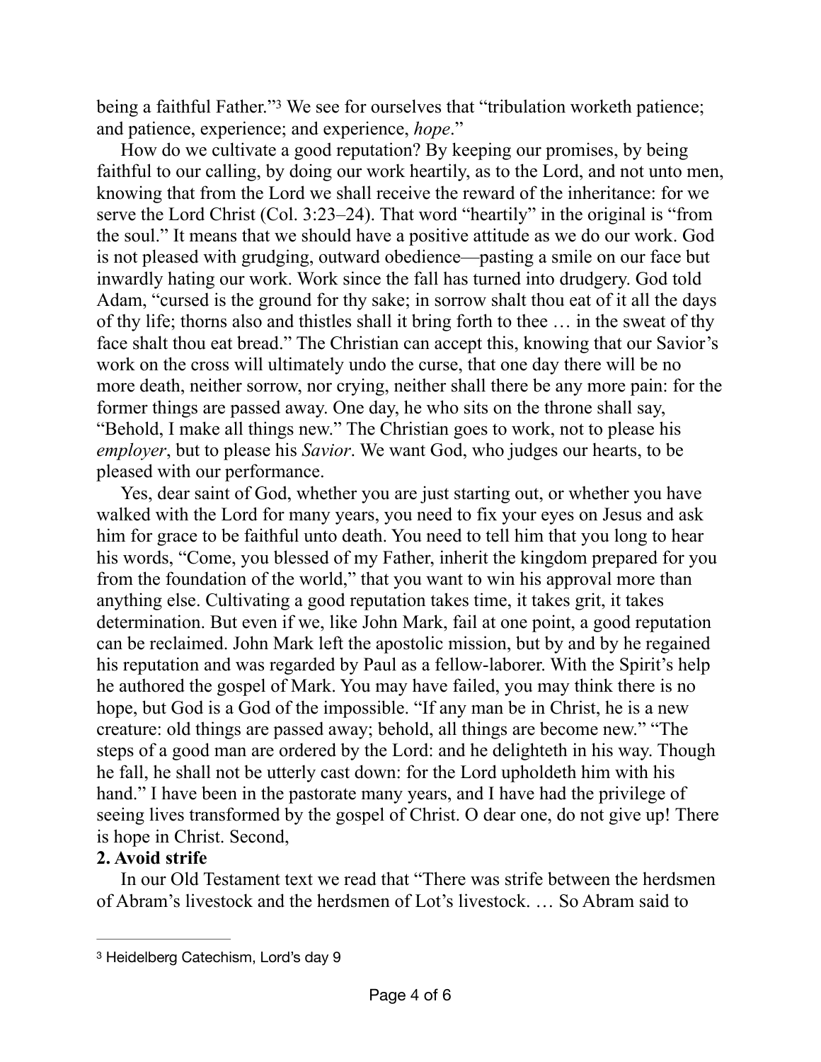being a faithful Father."[3] We see for ourselves that "tribulation worketh patience; and patience, experience; and experience, *hope*."

How do we cultivate a good reputation? By keeping our promises, by being faithful to our calling, by doing our work heartily, as to the Lord, and not unto men, knowing that from the Lord we shall receive the reward of the inheritance: for we serve the Lord Christ (Col. 3:23–24). That word "heartily" in the original is "from the soul." It means that we should have a positive attitude as we do our work. God is not pleased with grudging, outward obedience—pasting a smile on our face but inwardly hating our work. Work since the fall has turned into drudgery. God told Adam, "cursed is the ground for thy sake; in sorrow shalt thou eat of it all the days of thy life; thorns also and thistles shall it bring forth to thee … in the sweat of thy face shalt thou eat bread." The Christian can accept this, knowing that our Savior's work on the cross will ultimately undo the curse, that one day there will be no more death, neither sorrow, nor crying, neither shall there be any more pain: for the former things are passed away. One day, he who sits on the throne shall say, "Behold, I make all things new." The Christian goes to work, not to please his *employer*, but to please his *Savior*. We want God, who judges our hearts, to be pleased with our performance.

Yes, dear saint of God, whether you are just starting out, or whether you have walked with the Lord for many years, you need to fix your eyes on Jesus and ask him for grace to be faithful unto death. You need to tell him that you long to hear his words, "Come, you blessed of my Father, inherit the kingdom prepared for you from the foundation of the world," that you want to win his approval more than anything else. Cultivating a good reputation takes time, it takes grit, it takes determination. But even if we, like John Mark, fail at one point, a good reputation can be reclaimed. John Mark left the apostolic mission, but by and by he regained his reputation and was regarded by Paul as a fellow-laborer. With the Spirit's help he authored the gospel of Mark. You may have failed, you may think there is no hope, but God is a God of the impossible. "If any man be in Christ, he is a new creature: old things are passed away; behold, all things are become new." "The steps of a good man are ordered by the Lord: and he delighteth in his way. Though he fall, he shall not be utterly cast down: for the Lord upholdeth him with his hand." I have been in the pastorate many years, and I have had the privilege of seeing lives transformed by the gospel of Christ. O dear one, do not give up! There is hope in Christ. Second,

**2. Avoid strife**

In our Old Testament text we read that "There was strife between the herdsmen of Abram's livestock and the herdsmen of Lot's livestock. … So Abram said to

---

[3] Heidelberg Catechism, Lord's day 9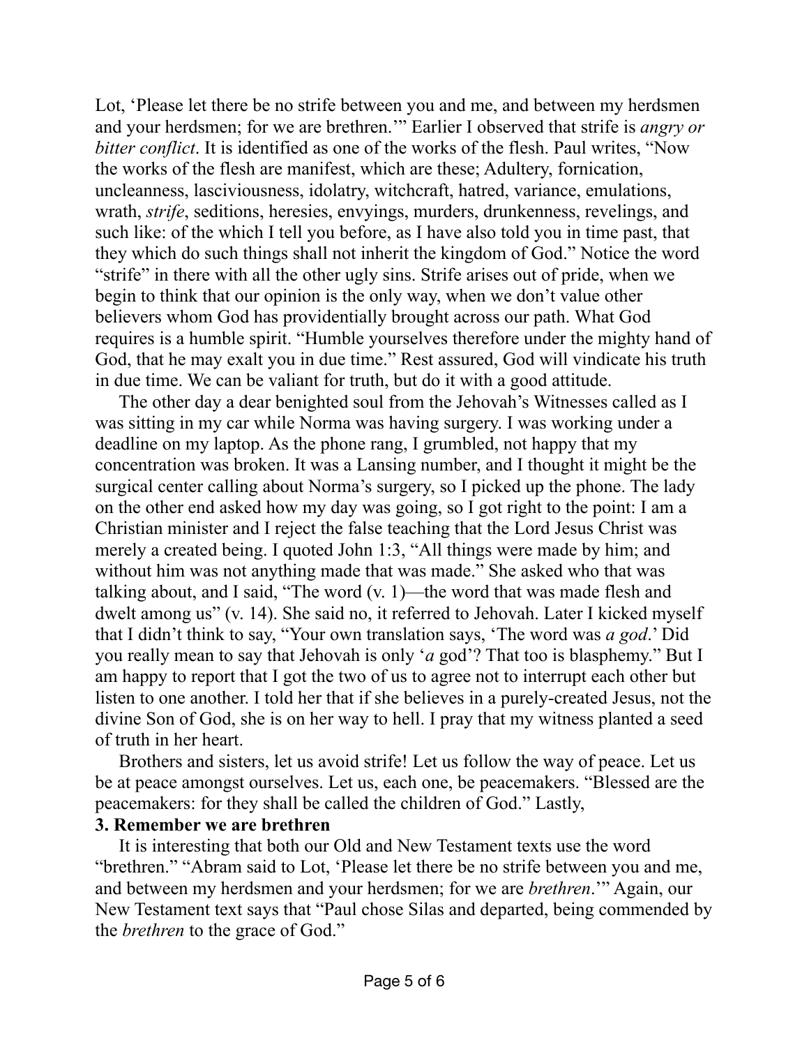Lot, 'Please let there be no strife between you and me, and between my herdsmen and your herdsmen; for we are brethren.'" Earlier I observed that strife is *angry or bitter conflict*. It is identified as one of the works of the flesh. Paul writes, "Now the works of the flesh are manifest, which are these; Adultery, fornication, uncleanness, lasciviousness, idolatry, witchcraft, hatred, variance, emulations, wrath, *strife*, seditions, heresies, envyings, murders, drunkenness, revelings, and such like: of the which I tell you before, as I have also told you in time past, that they which do such things shall not inherit the kingdom of God." Notice the word "strife" in there with all the other ugly sins. Strife arises out of pride, when we begin to think that our opinion is the only way, when we don't value other believers whom God has providentially brought across our path. What God requires is a humble spirit. "Humble yourselves therefore under the mighty hand of God, that he may exalt you in due time." Rest assured, God will vindicate his truth in due time. We can be valiant for truth, but do it with a good attitude.

The other day a dear benighted soul from the Jehovah's Witnesses called as I was sitting in my car while Norma was having surgery. I was working under a deadline on my laptop. As the phone rang, I grumbled, not happy that my concentration was broken. It was a Lansing number, and I thought it might be the surgical center calling about Norma's surgery, so I picked up the phone. The lady on the other end asked how my day was going, so I got right to the point: I am a Christian minister and I reject the false teaching that the Lord Jesus Christ was merely a created being. I quoted John 1:3, "All things were made by him; and without him was not anything made that was made." She asked who that was talking about, and I said, "The word (v. 1)—the word that was made flesh and dwelt among us" (v. 14). She said no, it referred to Jehovah. Later I kicked myself that I didn't think to say, "Your own translation says, 'The word was *a god*.' Did you really mean to say that Jehovah is only '*a* god'? That too is blasphemy." But I am happy to report that I got the two of us to agree not to interrupt each other but listen to one another. I told her that if she believes in a purely-created Jesus, not the divine Son of God, she is on her way to hell. I pray that my witness planted a seed of truth in her heart.

Brothers and sisters, let us avoid strife! Let us follow the way of peace. Let us be at peace amongst ourselves. Let us, each one, be peacemakers. "Blessed are the peacemakers: for they shall be called the children of God." Lastly,

**3. Remember we are brethren**

It is interesting that both our Old and New Testament texts use the word "brethren." "Abram said to Lot, 'Please let there be no strife between you and me, and between my herdsmen and your herdsmen; for we are *brethren*.'" Again, our New Testament text says that "Paul chose Silas and departed, being commended by the *brethren* to the grace of God."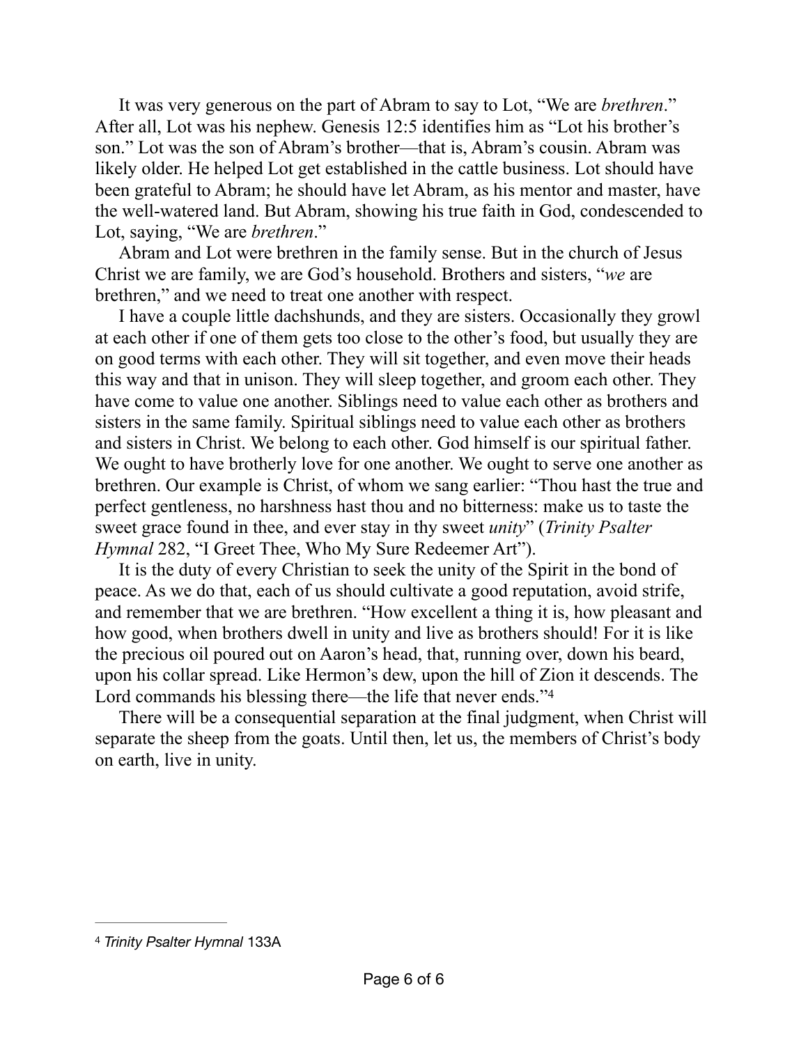It was very generous on the part of Abram to say to Lot, "We are *brethren*." After all, Lot was his nephew. Genesis 12:5 identifies him as "Lot his brother's son." Lot was the son of Abram's brother—that is, Abram's cousin. Abram was likely older. He helped Lot get established in the cattle business. Lot should have been grateful to Abram; he should have let Abram, as his mentor and master, have the well-watered land. But Abram, showing his true faith in God, condescended to Lot, saying, "We are *brethren*."

Abram and Lot were brethren in the family sense. But in the church of Jesus Christ we are family, we are God's household. Brothers and sisters, "*we* are brethren," and we need to treat one another with respect.

I have a couple little dachshunds, and they are sisters. Occasionally they growl at each other if one of them gets too close to the other's food, but usually they are on good terms with each other. They will sit together, and even move their heads this way and that in unison. They will sleep together, and groom each other. They have come to value one another. Siblings need to value each other as brothers and sisters in the same family. Spiritual siblings need to value each other as brothers and sisters in Christ. We belong to each other. God himself is our spiritual father. We ought to have brotherly love for one another. We ought to serve one another as brethren. Our example is Christ, of whom we sang earlier: "Thou hast the true and perfect gentleness, no harshness hast thou and no bitterness: make us to taste the sweet grace found in thee, and ever stay in thy sweet *unity*" (*Trinity Psalter Hymnal* 282, "I Greet Thee, Who My Sure Redeemer Art").

It is the duty of every Christian to seek the unity of the Spirit in the bond of peace. As we do that, each of us should cultivate a good reputation, avoid strife, and remember that we are brethren. "How excellent a thing it is, how pleasant and how good, when brothers dwell in unity and live as brothers should! For it is like the precious oil poured out on Aaron's head, that, running over, down his beard, upon his collar spread. Like Hermon's dew, upon the hill of Zion it descends. The Lord commands his blessing there—the life that never ends."[4]

There will be a consequential separation at the final judgment, when Christ will separate the sheep from the goats. Until then, let us, the members of Christ's body on earth, live in unity.

---

[4] *Trinity Psalter Hymnal* 133A